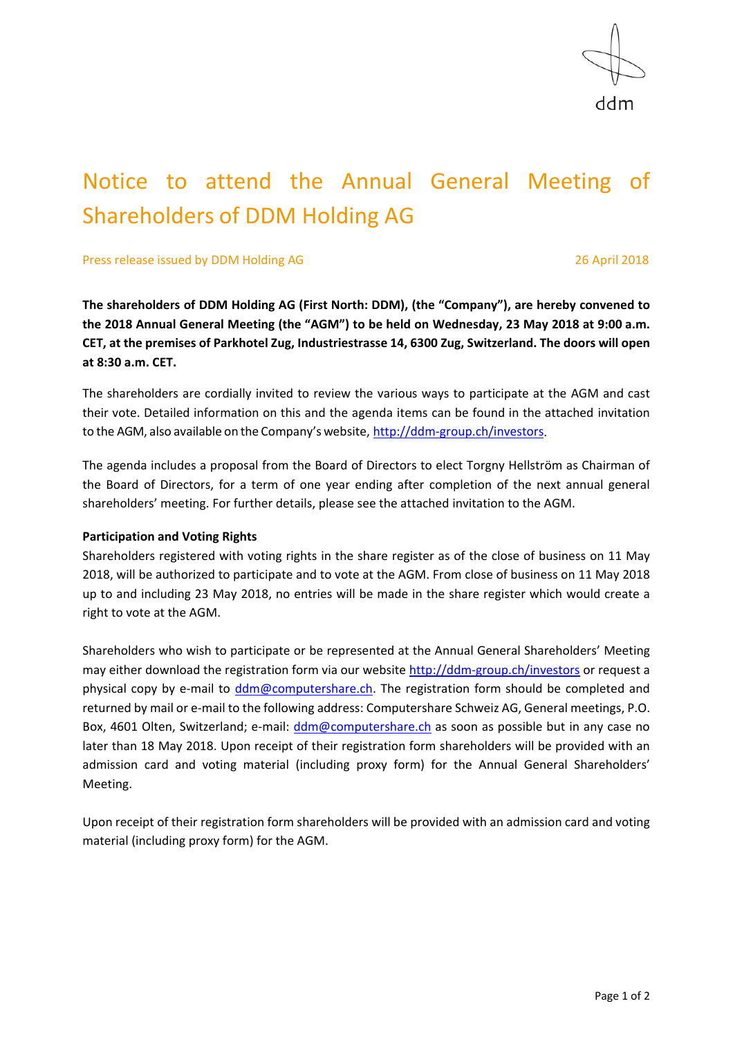# Notice to attend the Annual General Meeting of Shareholders of DDM Holding AG

Press release issued by DDM Holding AG

26 April 2018

**The shareholders of DDM Holding AG (First North: DDM), (the "Company"), are hereby convened to the 2018 Annual General Meeting (the "AGM") to be held on Wednesday, 23 May 2018 at 9:00 a.m. CET, at the premises of Parkhotel Zug, Industriestrasse 14, 6300 Zug, Switzerland. The doors will open at 8:30 a.m. CET.**

The shareholders are cordially invited to review the various ways to participate at the AGM and cast their vote. Detailed information on this and the agenda items can be found in the attached invitation to the AGM, also available on the Company's website, http://ddm-group.ch/investors.

The agenda includes a proposal from the Board of Directors to elect Torgny Hellström as Chairman of the Board of Directors, for a term of one year ending after completion of the next annual general shareholders' meeting. For further details, please see the attached invitation to the AGM.

**Participation and Voting Rights**

Shareholders registered with voting rights in the share register as of the close of business on 11 May 2018, will be authorized to participate and to vote at the AGM. From close of business on 11 May 2018 up to and including 23 May 2018, no entries will be made in the share register which would create a right to vote at the AGM.

Shareholders who wish to participate or be represented at the Annual General Shareholders' Meeting may either download the registration form via our website http://ddm-group.ch/investors or request a physical copy by e-mail to ddm@computershare.ch. The registration form should be completed and returned by mail or e-mail to the following address: Computershare Schweiz AG, General meetings, P.O. Box, 4601 Olten, Switzerland; e-mail: ddm@computershare.ch as soon as possible but in any case no later than 18 May 2018. Upon receipt of their registration form shareholders will be provided with an admission card and voting material (including proxy form) for the Annual General Shareholders' Meeting.

Upon receipt of their registration form shareholders will be provided with an admission card and voting material (including proxy form) for the AGM.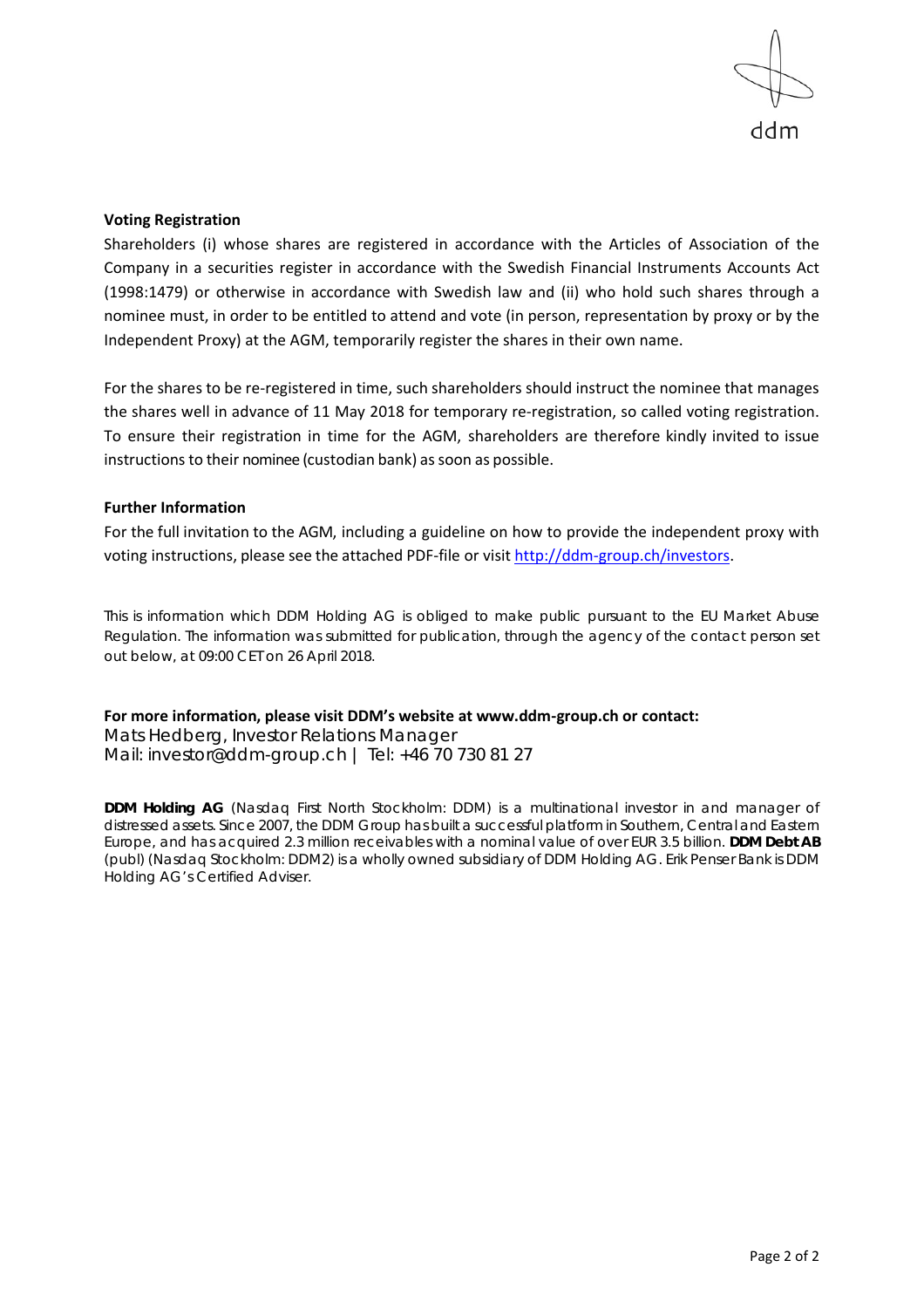**Voting Registration**

Shareholders (i) whose shares are registered in accordance with the Articles of Association of the Company in a securities register in accordance with the Swedish Financial Instruments Accounts Act (1998:1479) or otherwise in accordance with Swedish law and (ii) who hold such shares through a nominee must, in order to be entitled to attend and vote (in person, representation by proxy or by the Independent Proxy) at the AGM, temporarily register the shares in their own name.

For the shares to be re-registered in time, such shareholders should instruct the nominee that manages the shares well in advance of 11 May 2018 for temporary re-registration, so called voting registration. To ensure their registration in time for the AGM, shareholders are therefore kindly invited to issue instructions to their nominee (custodian bank) as soon as possible.

**Further Information**

For the full invitation to the AGM, including a guideline on how to provide the independent proxy with voting instructions, please see the attached PDF-file or visit http://ddm-group.ch/investors.

This is information which DDM Holding AG is obliged to make public pursuant to the EU Market Abuse Regulation. The information was submitted for publication, through the agency of the contact person set out below, at 09:00 CET on 26 April 2018.

**For more information, please visit DDM's website at www.ddm-group.ch or contact:**
Mats Hedberg, Investor Relations Manager
Mail: investor@ddm-group.ch | Tel: +46 70 730 81 27

**DDM Holding AG** (Nasdaq First North Stockholm: DDM) is a multinational investor in and manager of distressed assets. Since 2007, the DDM Group has built a successful platform in Southern, Central and Eastern Europe, and has acquired 2.3 million receivables with a nominal value of over EUR 3.5 billion. **DDM Debt AB** (publ) (Nasdaq Stockholm: DDM2) is a wholly owned subsidiary of DDM Holding AG. Erik Penser Bank is DDM Holding AG's Certified Adviser.